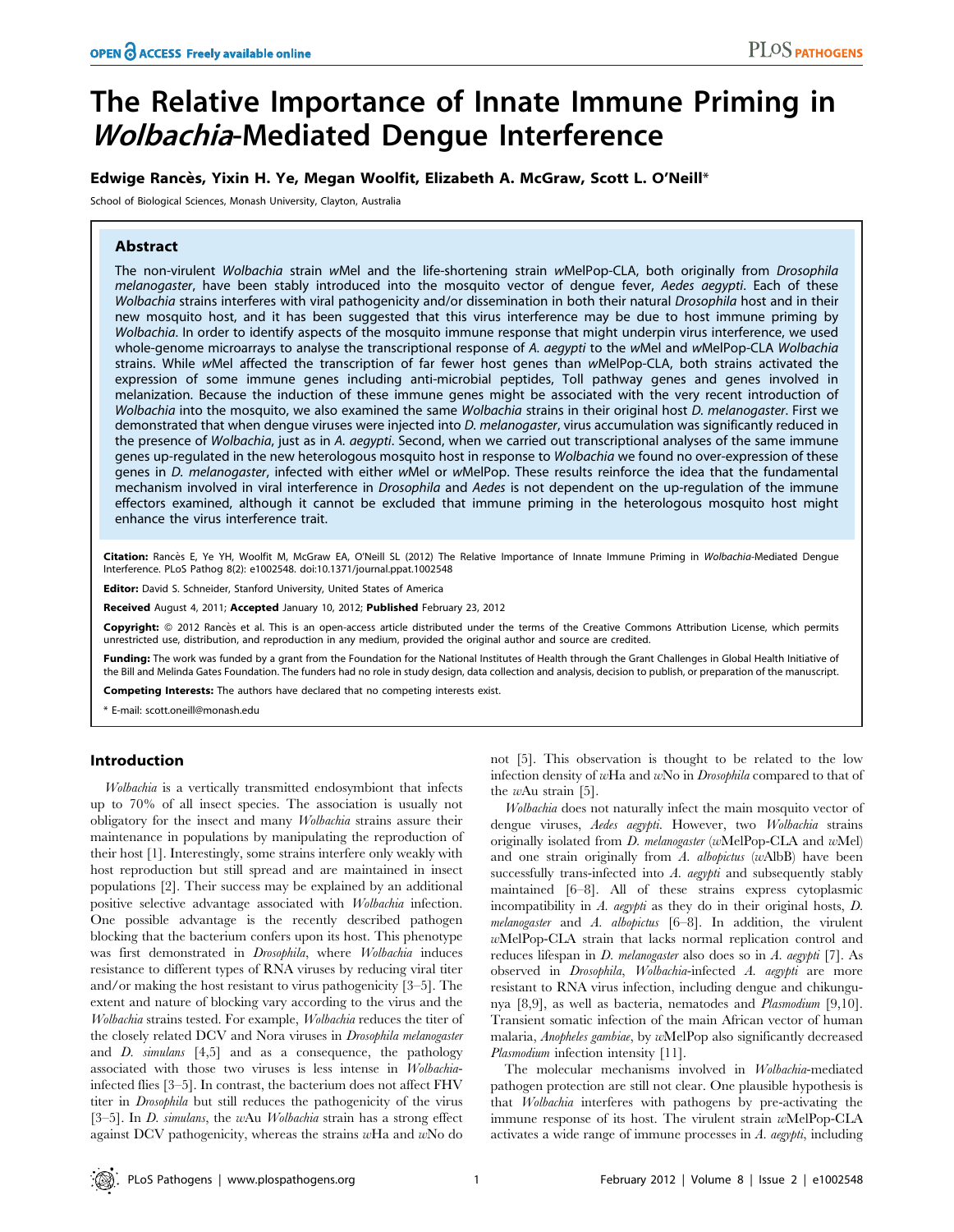# The Relative Importance of Innate Immune Priming in *Wolbachia*-Mediated Dengue Interference

**Edwige Rancès, Yixin H. Ye, Megan Woolfit, Elizabeth A. McGraw, Scott L. O'Neill***

School of Biological Sciences, Monash University, Clayton, Australia

## Abstract

The non-virulent *Wolbachia* strain *w*Mel and the life-shortening strain *w*MelPop-CLA, both originally from *Drosophila melanogaster*, have been stably introduced into the mosquito vector of dengue fever, *Aedes aegypti*. Each of these *Wolbachia* strains interferes with viral pathogenicity and/or dissemination in both their natural *Drosophila* host and in their new mosquito host, and it has been suggested that this virus interference may be due to host immune priming by *Wolbachia*. In order to identify aspects of the mosquito immune response that might underpin virus interference, we used whole-genome microarrays to analyse the transcriptional response of *A. aegypti* to the *w*Mel and *w*MelPop-CLA *Wolbachia* strains. While *w*Mel affected the transcription of far fewer host genes than *w*MelPop-CLA, both strains activated the expression of some immune genes including anti-microbial peptides, Toll pathway genes and genes involved in melanization. Because the induction of these immune genes might be associated with the very recent introduction of *Wolbachia* into the mosquito, we also examined the same *Wolbachia* strains in their original host *D. melanogaster*. First we demonstrated that when dengue viruses were injected into *D. melanogaster*, virus accumulation was significantly reduced in the presence of *Wolbachia*, just as in *A. aegypti*. Second, when we carried out transcriptional analyses of the same immune genes up-regulated in the new heterologous mosquito host in response to *Wolbachia* we found no over-expression of these genes in *D. melanogaster*, infected with either *w*Mel or *w*MelPop. These results reinforce the idea that the fundamental mechanism involved in viral interference in *Drosophila* and *Aedes* is not dependent on the up-regulation of the immune effectors examined, although it cannot be excluded that immune priming in the heterologous mosquito host might enhance the virus interference trait.

**Citation:** Rancès E, Ye YH, Woolfit M, McGraw EA, O'Neill SL (2012) The Relative Importance of Innate Immune Priming in *Wolbachia*-Mediated Dengue Interference. PLoS Pathog 8(2): e1002548. doi:10.1371/journal.ppat.1002548

**Editor:** David S. Schneider, Stanford University, United States of America

**Received** August 4, 2011; **Accepted** January 10, 2012; **Published** February 23, 2012

**Copyright:** © 2012 Rancès et al. This is an open-access article distributed under the terms of the Creative Commons Attribution License, which permits unrestricted use, distribution, and reproduction in any medium, provided the original author and source are credited.

**Funding:** The work was funded by a grant from the Foundation for the National Institutes of Health through the Grant Challenges in Global Health Initiative of the Bill and Melinda Gates Foundation. The funders had no role in study design, data collection and analysis, decision to publish, or preparation of the manuscript.

**Competing Interests:** The authors have declared that no competing interests exist.

\* E-mail: scott.oneill@monash.edu

## Introduction

*Wolbachia* is a vertically transmitted endosymbiont that infects up to 70% of all insect species. The association is usually not obligatory for the insect and many *Wolbachia* strains assure their maintenance in populations by manipulating the reproduction of their host [1]. Interestingly, some strains interfere only weakly with host reproduction but still spread and are maintained in insect populations [2]. Their success may be explained by an additional positive selective advantage associated with *Wolbachia* infection. One possible advantage is the recently described pathogen blocking that the bacterium confers upon its host. This phenotype was first demonstrated in *Drosophila*, where *Wolbachia* induces resistance to different types of RNA viruses by reducing viral titer and/or making the host resistant to virus pathogenicity [3–5]. The extent and nature of blocking vary according to the virus and the *Wolbachia* strains tested. For example, *Wolbachia* reduces the titer of the closely related DCV and Nora viruses in *Drosophila melanogaster* and *D. simulans* [4,5] and as a consequence, the pathology associated with those two viruses is less intense in *Wolbachia*-infected flies [3–5]. In contrast, the bacterium does not affect FHV titer in *Drosophila* but still reduces the pathogenicity of the virus [3–5]. In *D. simulans*, the *w*Au *Wolbachia* strain has a strong effect against DCV pathogenicity, whereas the strains *w*Ha and *w*No do not [5]. This observation is thought to be related to the low infection density of *w*Ha and *w*No in *Drosophila* compared to that of the *w*Au strain [5].

*Wolbachia* does not naturally infect the main mosquito vector of dengue viruses, *Aedes aegypti*. However, two *Wolbachia* strains originally isolated from *D. melanogaster* (*w*MelPop-CLA and *w*Mel) and one strain originally from *A. albopictus* (*w*AlbB) have been successfully trans-infected into *A. aegypti* and subsequently stably maintained [6–8]. All of these strains express cytoplasmic incompatibility in *A. aegypti* as they do in their original hosts, *D. melanogaster* and *A. albopictus* [6–8]. In addition, the virulent *w*MelPop-CLA strain that lacks normal replication control and reduces lifespan in *D. melanogaster* also does so in *A. aegypti* [7]. As observed in *Drosophila*, *Wolbachia*-infected *A. aegypti* are more resistant to RNA virus infection, including dengue and chikungunya [8,9], as well as bacteria, nematodes and *Plasmodium* [9,10]. Transient somatic infection of the main African vector of human malaria, *Anopheles gambiae*, by *w*MelPop also significantly decreased *Plasmodium* infection intensity [11].

The molecular mechanisms involved in *Wolbachia*-mediated pathogen protection are still not clear. One plausible hypothesis is that *Wolbachia* interferes with pathogens by pre-activating the immune response of its host. The virulent strain *w*MelPop-CLA activates a wide range of immune processes in *A. aegypti*, including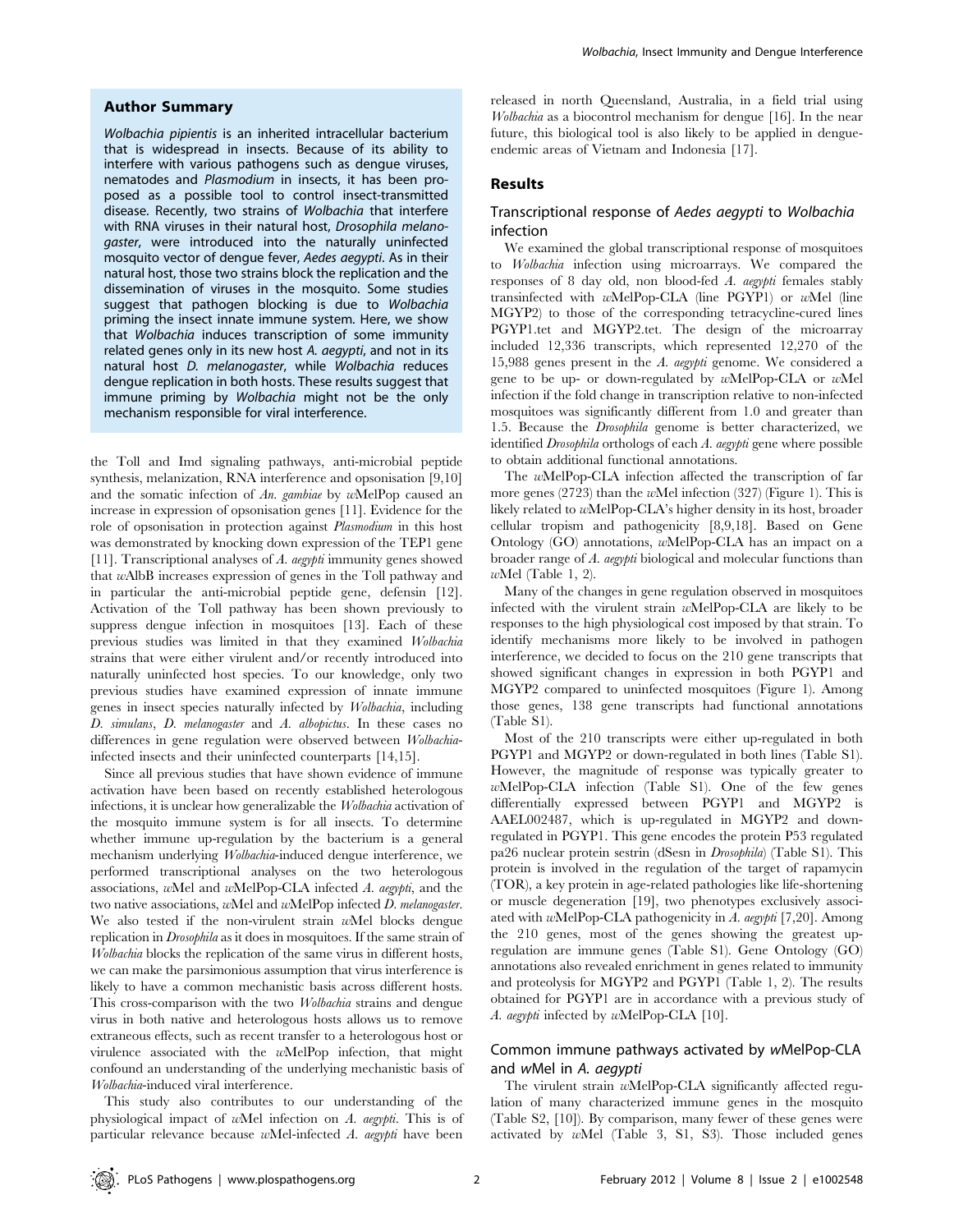## Author Summary

*Wolbachia pipientis* is an inherited intracellular bacterium that is widespread in insects. Because of its ability to interfere with various pathogens such as dengue viruses, nematodes and *Plasmodium* in insects, it has been proposed as a possible tool to control insect-transmitted disease. Recently, two strains of *Wolbachia* that interfere with RNA viruses in their natural host, *Drosophila melanogaster*, were introduced into the naturally uninfected mosquito vector of dengue fever, *Aedes aegypti*. As in their natural host, those two strains block the replication and the dissemination of viruses in the mosquito. Some studies suggest that pathogen blocking is due to *Wolbachia* priming the insect innate immune system. Here, we show that *Wolbachia* induces transcription of some immunity related genes only in its new host *A. aegypti*, and not in its natural host *D. melanogaster*, while *Wolbachia* reduces dengue replication in both hosts. These results suggest that immune priming by *Wolbachia* might not be the only mechanism responsible for viral interference.

the Toll and Imd signaling pathways, anti-microbial peptide synthesis, melanization, RNA interference and opsonisation [9,10] and the somatic infection of *An. gambiae* by *w*MelPop caused an increase in expression of opsonisation genes [11]. Evidence for the role of opsonisation in protection against *Plasmodium* in this host was demonstrated by knocking down expression of the TEP1 gene [11]. Transcriptional analyses of *A. aegypti* immunity genes showed that *w*AlbB increases expression of genes in the Toll pathway and in particular the anti-microbial peptide gene, defensin [12]. Activation of the Toll pathway has been shown previously to suppress dengue infection in mosquitoes [13]. Each of these previous studies was limited in that they examined *Wolbachia* strains that were either virulent and/or recently introduced into naturally uninfected host species. To our knowledge, only two previous studies have examined expression of innate immune genes in insect species naturally infected by *Wolbachia*, including *D. simulans*, *D. melanogaster* and *A. albopictus*. In these cases no differences in gene regulation were observed between *Wolbachia*-infected insects and their uninfected counterparts [14,15].

Since all previous studies that have shown evidence of immune activation have been based on recently established heterologous infections, it is unclear how generalizable the *Wolbachia* activation of the mosquito immune system is for all insects. To determine whether immune up-regulation by the bacterium is a general mechanism underlying *Wolbachia*-induced dengue interference, we performed transcriptional analyses on the two heterologous associations, *w*Mel and *w*MelPop-CLA infected *A. aegypti*, and the two native associations, *w*Mel and *w*MelPop infected *D. melanogaster*. We also tested if the non-virulent strain *w*Mel blocks dengue replication in *Drosophila* as it does in mosquitoes. If the same strain of *Wolbachia* blocks the replication of the same virus in different hosts, we can make the parsimonious assumption that virus interference is likely to have a common mechanistic basis across different hosts. This cross-comparison with the two *Wolbachia* strains and dengue virus in both native and heterologous hosts allows us to remove extraneous effects, such as recent transfer to a heterologous host or virulence associated with the *w*MelPop infection, that might confound an understanding of the underlying mechanistic basis of *Wolbachia*-induced viral interference.

This study also contributes to our understanding of the physiological impact of *w*Mel infection on *A. aegypti*. This is of particular relevance because *w*Mel-infected *A. aegypti* have been released in north Queensland, Australia, in a field trial using *Wolbachia* as a biocontrol mechanism for dengue [16]. In the near future, this biological tool is also likely to be applied in dengue-endemic areas of Vietnam and Indonesia [17].

## Results

### Transcriptional response of *Aedes aegypti* to *Wolbachia* infection

We examined the global transcriptional response of mosquitoes to *Wolbachia* infection using microarrays. We compared the responses of 8 day old, non blood-fed *A. aegypti* females stably transinfected with *w*MelPop-CLA (line PGYP1) or *w*Mel (line MGYP2) to those of the corresponding tetracycline-cured lines PGYP1.tet and MGYP2.tet. The design of the microarray included 12,336 transcripts, which represented 12,270 of the 15,988 genes present in the *A. aegypti* genome. We considered a gene to be up- or down-regulated by *w*MelPop-CLA or *w*Mel infection if the fold change in transcription relative to non-infected mosquitoes was significantly different from 1.0 and greater than 1.5. Because the *Drosophila* genome is better characterized, we identified *Drosophila* orthologs of each *A. aegypti* gene where possible to obtain additional functional annotations.

The *w*MelPop-CLA infection affected the transcription of far more genes (2723) than the *w*Mel infection (327) (Figure 1). This is likely related to *w*MelPop-CLA's higher density in its host, broader cellular tropism and pathogenicity [8,9,18]. Based on Gene Ontology (GO) annotations, *w*MelPop-CLA has an impact on a broader range of *A. aegypti* biological and molecular functions than *w*Mel (Table 1, 2).

Many of the changes in gene regulation observed in mosquitoes infected with the virulent strain *w*MelPop-CLA are likely to be responses to the high physiological cost imposed by that strain. To identify mechanisms more likely to be involved in pathogen interference, we decided to focus on the 210 gene transcripts that showed significant changes in expression in both PGYP1 and MGYP2 compared to uninfected mosquitoes (Figure 1). Among those genes, 138 gene transcripts had functional annotations (Table S1).

Most of the 210 transcripts were either up-regulated in both PGYP1 and MGYP2 or down-regulated in both lines (Table S1). However, the magnitude of response was typically greater to *w*MelPop-CLA infection (Table S1). One of the few genes differentially expressed between PGYP1 and MGYP2 is AAEL002487, which is up-regulated in MGYP2 and down-regulated in PGYP1. This gene encodes the protein P53 regulated pa26 nuclear protein sestrin (dSesn in *Drosophila*) (Table S1). This protein is involved in the regulation of the target of rapamycin (TOR), a key protein in age-related pathologies like life-shortening or muscle degeneration [19], two phenotypes exclusively associated with *w*MelPop-CLA pathogenicity in *A. aegypti* [7,20]. Among the 210 genes, most of the genes showing the greatest up-regulation are immune genes (Table S1). Gene Ontology (GO) annotations also revealed enrichment in genes related to immunity and proteolysis for MGYP2 and PGYP1 (Table 1, 2). The results obtained for PGYP1 are in accordance with a previous study of *A. aegypti* infected by *w*MelPop-CLA [10].

### Common immune pathways activated by wMelPop-CLA and wMel in *A. aegypti*

The virulent strain *w*MelPop-CLA significantly affected regulation of many characterized immune genes in the mosquito (Table S2, [10]). By comparison, many fewer of these genes were activated by *w*Mel (Table 3, S1, S3). Those included genes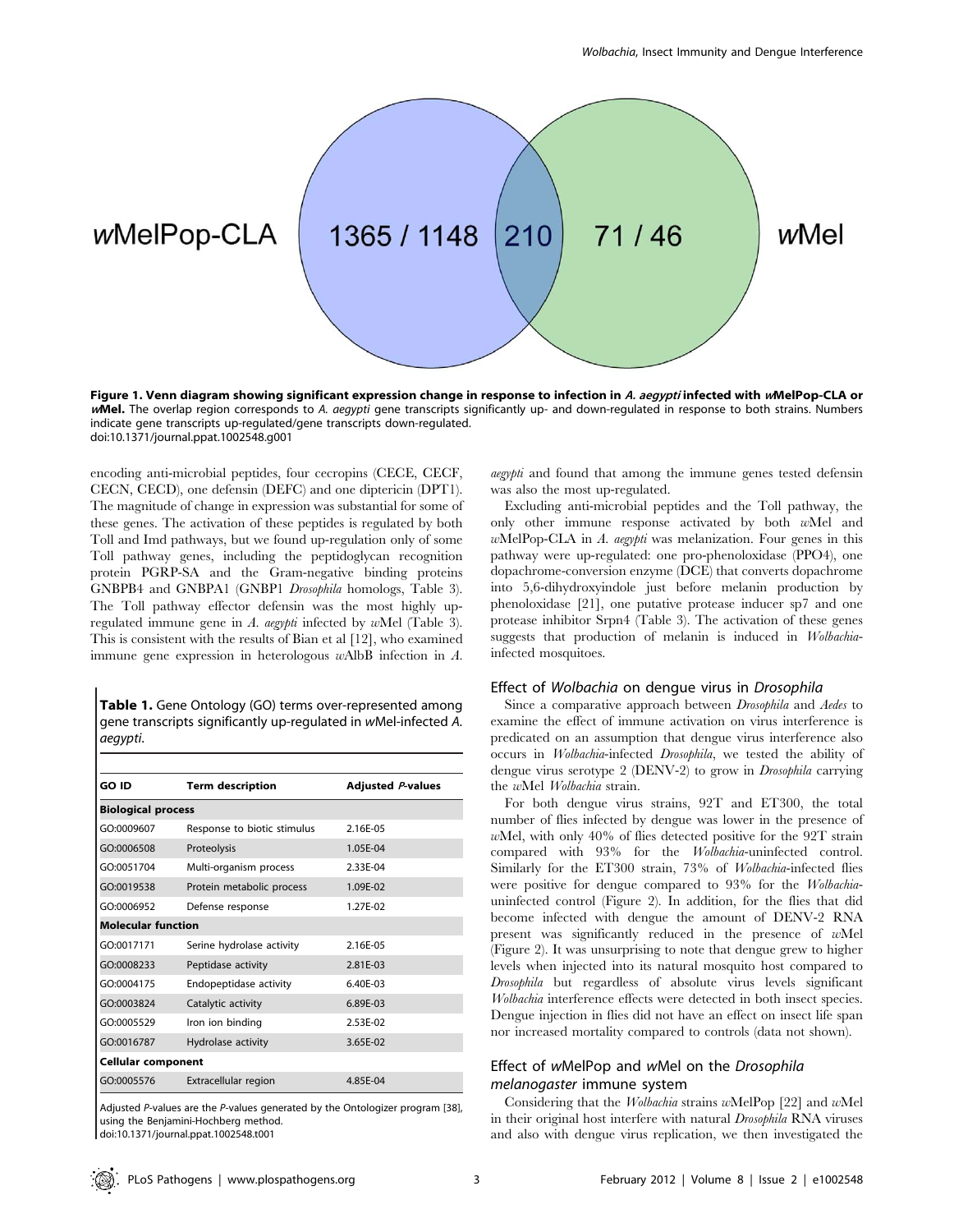wMelPop-CLA 1365 / 1148 | 210 | 71 / 46 wMel

**Figure 1. Venn diagram showing significant expression change in response to infection in *A. aegypti* infected with *w*MelPop-CLA or *w*Mel.** The overlap region corresponds to *A. aegypti* gene transcripts significantly up- and down-regulated in response to both strains. Numbers indicate gene transcripts up-regulated/gene transcripts down-regulated.
doi:10.1371/journal.ppat.1002548.g001

encoding anti-microbial peptides, four cecropins (CECE, CECF, CECN, CECD), one defensin (DEFC) and one diptericin (DPT1). The magnitude of change in expression was substantial for some of these genes. The activation of these peptides is regulated by both Toll and Imd pathways, but we found up-regulation only of some Toll pathway genes, including the peptidoglycan recognition protein PGRP-SA and the Gram-negative binding proteins GNBPB4 and GNBPA1 (GNBP1 *Drosophila* homologs, Table 3). The Toll pathway effector defensin was the most highly up-regulated immune gene in *A. aegypti* infected by *w*Mel (Table 3). This is consistent with the results of Bian et al [12], who examined immune gene expression in heterologous *w*AlbB infection in *A. aegypti* and found that among the immune genes tested defensin was also the most up-regulated.

**Table 1.** Gene Ontology (GO) terms over-represented among gene transcripts significantly up-regulated in *w*Mel-infected *A. aegypti*.

| GO ID | Term description | Adjusted *P*-values |
|---|---|---|
| **Biological process** | | |
| GO:0009607 | Response to biotic stimulus | 2.16E-05 |
| GO:0006508 | Proteolysis | 1.05E-04 |
| GO:0051704 | Multi-organism process | 2.33E-04 |
| GO:0019538 | Protein metabolic process | 1.09E-02 |
| GO:0006952 | Defense response | 1.27E-02 |
| **Molecular function** | | |
| GO:0017171 | Serine hydrolase activity | 2.16E-05 |
| GO:0008233 | Peptidase activity | 2.81E-03 |
| GO:0004175 | Endopeptidase activity | 6.40E-03 |
| GO:0003824 | Catalytic activity | 6.89E-03 |
| GO:0005529 | Iron ion binding | 2.53E-02 |
| GO:0016787 | Hydrolase activity | 3.65E-02 |
| **Cellular component** | | |
| GO:0005576 | Extracellular region | 4.85E-04 |

Adjusted *P*-values are the *P*-values generated by the Ontologizer program [38], using the Benjamini-Hochberg method.
doi:10.1371/journal.ppat.1002548.t001

Excluding anti-microbial peptides and the Toll pathway, the only other immune response activated by both *w*Mel and *w*MelPop-CLA in *A. aegypti* was melanization. Four genes in this pathway were up-regulated: one pro-phenoloxidase (PPO4), one dopachrome-conversion enzyme (DCE) that converts dopachrome into 5,6-dihydroxyindole just before melanin production by phenoloxidase [21], one putative protease inducer sp7 and one protease inhibitor Srpn4 (Table 3). The activation of these genes suggests that production of melanin is induced in *Wolbachia*-infected mosquitoes.

## Effect of *Wolbachia* on dengue virus in *Drosophila*

Since a comparative approach between *Drosophila* and *Aedes* to examine the effect of immune activation on virus interference is predicated on an assumption that dengue virus interference also occurs in *Wolbachia*-infected *Drosophila*, we tested the ability of dengue virus serotype 2 (DENV-2) to grow in *Drosophila* carrying the *w*Mel *Wolbachia* strain.

For both dengue virus strains, 92T and ET300, the total number of flies infected by dengue was lower in the presence of *w*Mel, with only 40% of flies detected positive for the 92T strain compared with 93% for the *Wolbachia*-uninfected control. Similarly for the ET300 strain, 73% of *Wolbachia*-infected flies were positive for dengue compared to 93% for the *Wolbachia*-uninfected control (Figure 2). In addition, for the flies that did become infected with dengue the amount of DENV-2 RNA present was significantly reduced in the presence of *w*Mel (Figure 2). It was unsurprising to note that dengue grew to higher levels when injected into its natural mosquito host compared to *Drosophila* but regardless of absolute virus levels significant *Wolbachia* interference effects were detected in both insect species. Dengue injection in flies did not have an effect on insect life span nor increased mortality compared to controls (data not shown).

## Effect of *w*MelPop and *w*Mel on the *Drosophila melanogaster* immune system

Considering that the *Wolbachia* strains *w*MelPop [22] and *w*Mel in their original host interfere with natural *Drosophila* RNA viruses and also with dengue virus replication, we then investigated the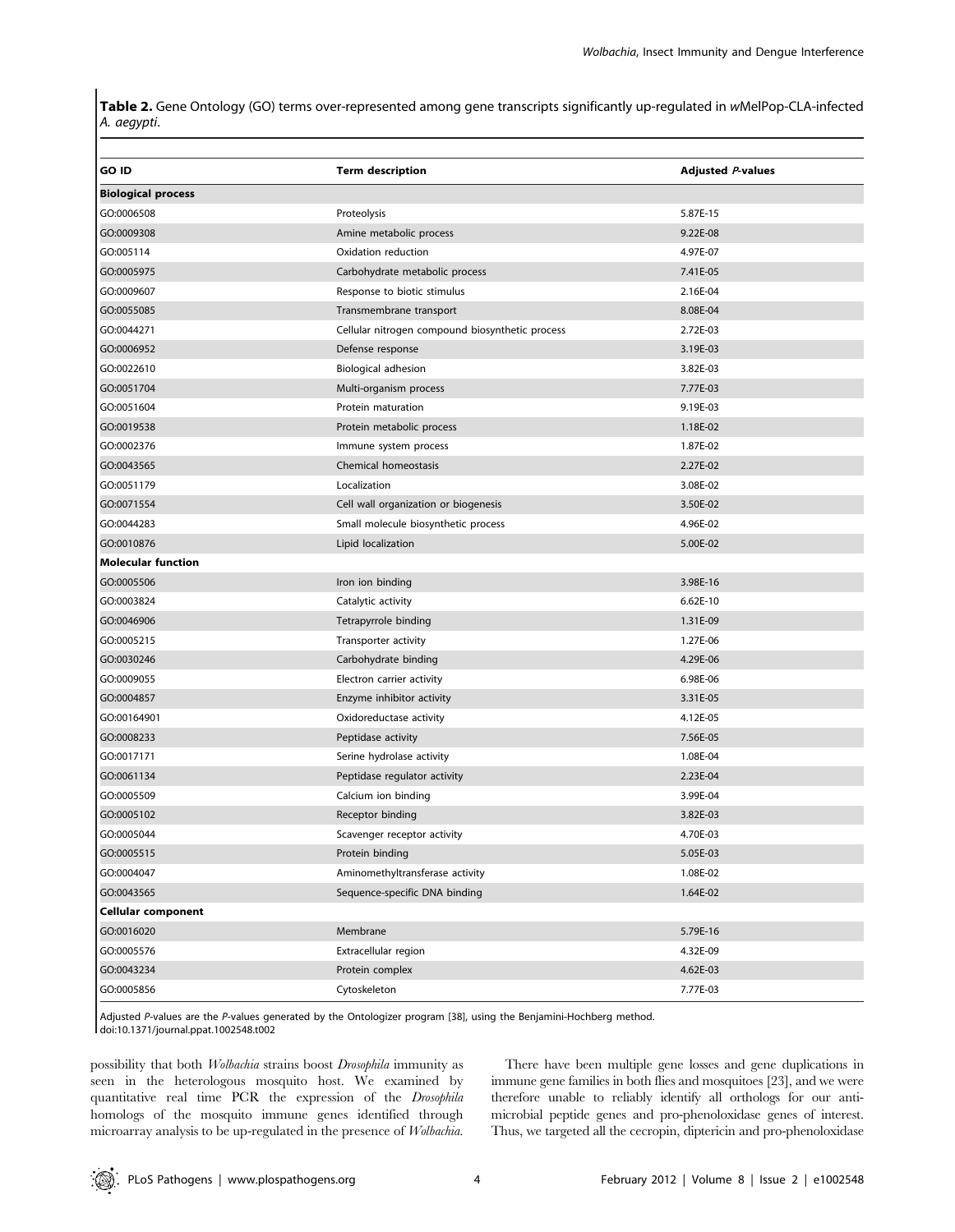**Table 2.** Gene Ontology (GO) terms over-represented among gene transcripts significantly up-regulated in *w*MelPop-CLA-infected *A. aegypti*.

| GO ID | Term description | Adjusted *P*-values |
|---|---|---|
| **Biological process** | | |
| GO:0006508 | Proteolysis | 5.87E-15 |
| GO:0009308 | Amine metabolic process | 9.22E-08 |
| GO:005114 | Oxidation reduction | 4.97E-07 |
| GO:0005975 | Carbohydrate metabolic process | 7.41E-05 |
| GO:0009607 | Response to biotic stimulus | 2.16E-04 |
| GO:0055085 | Transmembrane transport | 8.08E-04 |
| GO:0044271 | Cellular nitrogen compound biosynthetic process | 2.72E-03 |
| GO:0006952 | Defense response | 3.19E-03 |
| GO:0022610 | Biological adhesion | 3.82E-03 |
| GO:0051704 | Multi-organism process | 7.77E-03 |
| GO:0051604 | Protein maturation | 9.19E-03 |
| GO:0019538 | Protein metabolic process | 1.18E-02 |
| GO:0002376 | Immune system process | 1.87E-02 |
| GO:0043565 | Chemical homeostasis | 2.27E-02 |
| GO:0051179 | Localization | 3.08E-02 |
| GO:0071554 | Cell wall organization or biogenesis | 3.50E-02 |
| GO:0044283 | Small molecule biosynthetic process | 4.96E-02 |
| GO:0010876 | Lipid localization | 5.00E-02 |
| **Molecular function** | | |
| GO:0005506 | Iron ion binding | 3.98E-16 |
| GO:0003824 | Catalytic activity | 6.62E-10 |
| GO:0046906 | Tetrapyrrole binding | 1.31E-09 |
| GO:0005215 | Transporter activity | 1.27E-06 |
| GO:0030246 | Carbohydrate binding | 4.29E-06 |
| GO:0009055 | Electron carrier activity | 6.98E-06 |
| GO:0004857 | Enzyme inhibitor activity | 3.31E-05 |
| GO:00164901 | Oxidoreductase activity | 4.12E-05 |
| GO:0008233 | Peptidase activity | 7.56E-05 |
| GO:0017171 | Serine hydrolase activity | 1.08E-04 |
| GO:0061134 | Peptidase regulator activity | 2.23E-04 |
| GO:0005509 | Calcium ion binding | 3.99E-04 |
| GO:0005102 | Receptor binding | 3.82E-03 |
| GO:0005044 | Scavenger receptor activity | 4.70E-03 |
| GO:0005515 | Protein binding | 5.05E-03 |
| GO:0004047 | Aminomethyltransferase activity | 1.08E-02 |
| GO:0043565 | Sequence-specific DNA binding | 1.64E-02 |
| **Cellular component** | | |
| GO:0016020 | Membrane | 5.79E-16 |
| GO:0005576 | Extracellular region | 4.32E-09 |
| GO:0043234 | Protein complex | 4.62E-03 |
| GO:0005856 | Cytoskeleton | 7.77E-03 |

Adjusted *P*-values are the *P*-values generated by the Ontologizer program [38], using the Benjamini-Hochberg method.
doi:10.1371/journal.ppat.1002548.t002

possibility that both *Wolbachia* strains boost *Drosophila* immunity as seen in the heterologous mosquito host. We examined by quantitative real time PCR the expression of the *Drosophila* homologs of the mosquito immune genes identified through microarray analysis to be up-regulated in the presence of *Wolbachia*.

There have been multiple gene losses and gene duplications in immune gene families in both flies and mosquitoes [23], and we were therefore unable to reliably identify all orthologs for our antimicrobial peptide genes and pro-phenoloxidase genes of interest. Thus, we targeted all the cecropin, diptericin and pro-phenoloxidase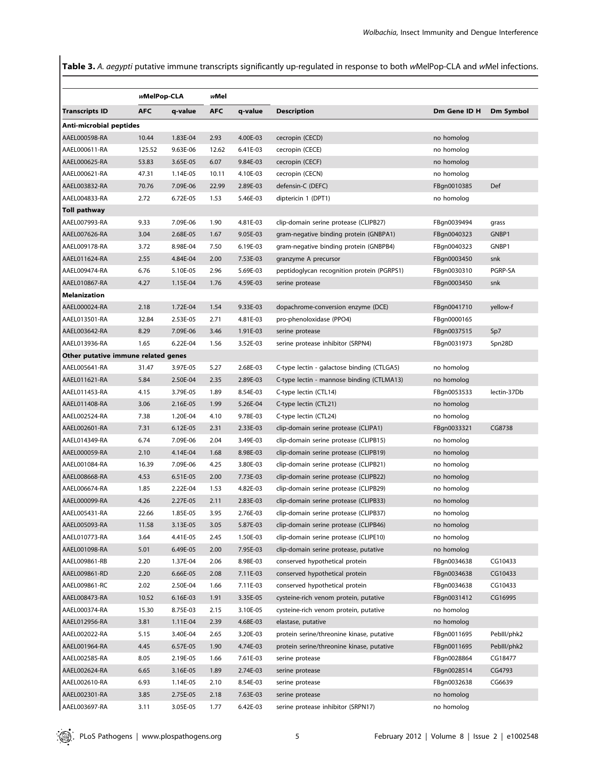**Table 3.** *A. aegypti* putative immune transcripts significantly up-regulated in response to both *w*MelPop-CLA and *w*Mel infections.

| | *w*MelPop-CLA | | *w*Mel | | | | |
|---|---|---|---|---|---|---|---|
| **Transcripts ID** | **AFC** | **q-value** | **AFC** | **q-value** | **Description** | **Dm Gene ID H** | **Dm Symbol** |
| **Anti-microbial peptides** | | | | | | | |
| AAEL000598-RA | 10.44 | 1.83E-04 | 2.93 | 4.00E-03 | cecropin (CECD) | no homolog | |
| AAEL000611-RA | 125.52 | 9.63E-06 | 12.62 | 6.41E-03 | cecropin (CECE) | no homolog | |
| AAEL000625-RA | 53.83 | 3.65E-05 | 6.07 | 9.84E-03 | cecropin (CECF) | no homolog | |
| AAEL000621-RA | 47.31 | 1.14E-05 | 10.11 | 4.10E-03 | cecropin (CECN) | no homolog | |
| AAEL003832-RA | 70.76 | 7.09E-06 | 22.99 | 2.89E-03 | defensin-C (DEFC) | FBgn0010385 | Def |
| AAEL004833-RA | 2.72 | 6.72E-05 | 1.53 | 5.46E-03 | diptericin 1 (DPT1) | no homolog | |
| **Toll pathway** | | | | | | | |
| AAEL007993-RA | 9.33 | 7.09E-06 | 1.90 | 4.81E-03 | clip-domain serine protease (CLIPB27) | FBgn0039494 | grass |
| AAEL007626-RA | 3.04 | 2.68E-05 | 1.67 | 9.05E-03 | gram-negative binding protein (GNBPA1) | FBgn0040323 | GNBP1 |
| AAEL009178-RA | 3.72 | 8.98E-04 | 7.50 | 6.19E-03 | gram-negative binding protein (GNBPB4) | FBgn0040323 | GNBP1 |
| AAEL011624-RA | 2.55 | 4.84E-04 | 2.00 | 7.53E-03 | granzyme A precursor | FBgn0003450 | snk |
| AAEL009474-RA | 6.76 | 5.10E-05 | 2.96 | 5.69E-03 | peptidoglycan recognition protein (PGRPS1) | FBgn0030310 | PGRP-SA |
| AAEL010867-RA | 4.27 | 1.15E-04 | 1.76 | 4.59E-03 | serine protease | FBgn0003450 | snk |
| **Melanization** | | | | | | | |
| AAEL000024-RA | 2.18 | 1.72E-04 | 1.54 | 9.33E-03 | dopachrome-conversion enzyme (DCE) | FBgn0041710 | yellow-f |
| AAEL013501-RA | 32.84 | 2.53E-05 | 2.71 | 4.81E-03 | pro-phenoloxidase (PPO4) | FBgn0000165 | |
| AAEL003642-RA | 8.29 | 7.09E-06 | 3.46 | 1.91E-03 | serine protease | FBgn0037515 | Sp7 |
| AAEL013936-RA | 1.65 | 6.22E-04 | 1.56 | 3.52E-03 | serine protease inhibitor (SRPN4) | FBgn0031973 | Spn28D |
| **Other putative immune related genes** | | | | | | | |
| AAEL005641-RA | 31.47 | 3.97E-05 | 5.27 | 2.68E-03 | C-type lectin - galactose binding (CTLGA5) | no homolog | |
| AAEL011621-RA | 5.84 | 2.50E-04 | 2.35 | 2.89E-03 | C-type lectin - mannose binding (CTLMA13) | no homolog | |
| AAEL011453-RA | 4.15 | 3.79E-05 | 1.89 | 8.54E-03 | C-type lectin (CTL14) | FBgn0053533 | lectin-37Db |
| AAEL011408-RA | 3.06 | 2.16E-05 | 1.99 | 5.26E-04 | C-type lectin (CTL21) | no homolog | |
| AAEL002524-RA | 7.38 | 1.20E-04 | 4.10 | 9.78E-03 | C-type lectin (CTL24) | no homolog | |
| AAEL002601-RA | 7.31 | 6.12E-05 | 2.31 | 2.33E-03 | clip-domain serine protease (CLIPA1) | FBgn0033321 | CG8738 |
| AAEL014349-RA | 6.74 | 7.09E-06 | 2.04 | 3.49E-03 | clip-domain serine protease (CLIPB15) | no homolog | |
| AAEL000059-RA | 2.10 | 4.14E-04 | 1.68 | 8.98E-03 | clip-domain serine protease (CLIPB19) | no homolog | |
| AAEL001084-RA | 16.39 | 7.09E-06 | 4.25 | 3.80E-03 | clip-domain serine protease (CLIPB21) | no homolog | |
| AAEL008668-RA | 4.53 | 6.51E-05 | 2.00 | 7.73E-03 | clip-domain serine protease (CLIPB22) | no homolog | |
| AAEL006674-RA | 1.85 | 2.22E-04 | 1.53 | 4.82E-03 | clip-domain serine protease (CLIPB29) | no homolog | |
| AAEL000099-RA | 4.26 | 2.27E-05 | 2.11 | 2.83E-03 | clip-domain serine protease (CLIPB33) | no homolog | |
| AAEL005431-RA | 22.66 | 1.85E-05 | 3.95 | 2.76E-03 | clip-domain serine protease (CLIPB37) | no homolog | |
| AAEL005093-RA | 11.58 | 3.13E-05 | 3.05 | 5.87E-03 | clip-domain serine protease (CLIPB46) | no homolog | |
| AAEL010773-RA | 3.64 | 4.41E-05 | 2.45 | 1.50E-03 | clip-domain serine protease (CLIPE10) | no homolog | |
| AAEL001098-RA | 5.01 | 6.49E-05 | 2.00 | 7.95E-03 | clip-domain serine protease, putative | no homolog | |
| AAEL009861-RB | 2.20 | 1.37E-04 | 2.06 | 8.98E-03 | conserved hypothetical protein | FBgn0034638 | CG10433 |
| AAEL009861-RD | 2.20 | 6.66E-05 | 2.08 | 7.11E-03 | conserved hypothetical protein | FBgn0034638 | CG10433 |
| AAEL009861-RC | 2.02 | 2.50E-04 | 1.66 | 7.11E-03 | conserved hypothetical protein | FBgn0034638 | CG10433 |
| AAEL008473-RA | 10.52 | 6.16E-03 | 1.91 | 3.35E-05 | cysteine-rich venom protein, putative | FBgn0031412 | CG16995 |
| AAEL000374-RA | 15.30 | 8.75E-03 | 2.15 | 3.10E-05 | cysteine-rich venom protein, putative | no homolog | |
| AAEL012956-RA | 3.81 | 1.11E-04 | 2.39 | 4.68E-03 | elastase, putative | no homolog | |
| AAEL002022-RA | 5.15 | 3.40E-04 | 2.65 | 3.20E-03 | protein serine/threonine kinase, putative | FBgn0011695 | PebIII/phk2 |
| AAEL001964-RA | 4.45 | 6.57E-05 | 1.90 | 4.74E-03 | protein serine/threonine kinase, putative | FBgn0011695 | PebIII/phk2 |
| AAEL002585-RA | 8.05 | 2.19E-05 | 1.66 | 7.61E-03 | serine protease | FBgn0028864 | CG18477 |
| AAEL002624-RA | 6.65 | 3.16E-05 | 1.89 | 2.74E-03 | serine protease | FBgn0028514 | CG4793 |
| AAEL002610-RA | 6.93 | 1.14E-05 | 2.10 | 8.54E-03 | serine protease | FBgn0032638 | CG6639 |
| AAEL002301-RA | 3.85 | 2.75E-05 | 2.18 | 7.63E-03 | serine protease | no homolog | |
| AAEL003697-RA | 3.11 | 3.05E-05 | 1.77 | 6.42E-03 | serine protease inhibitor (SRPN17) | no homolog | |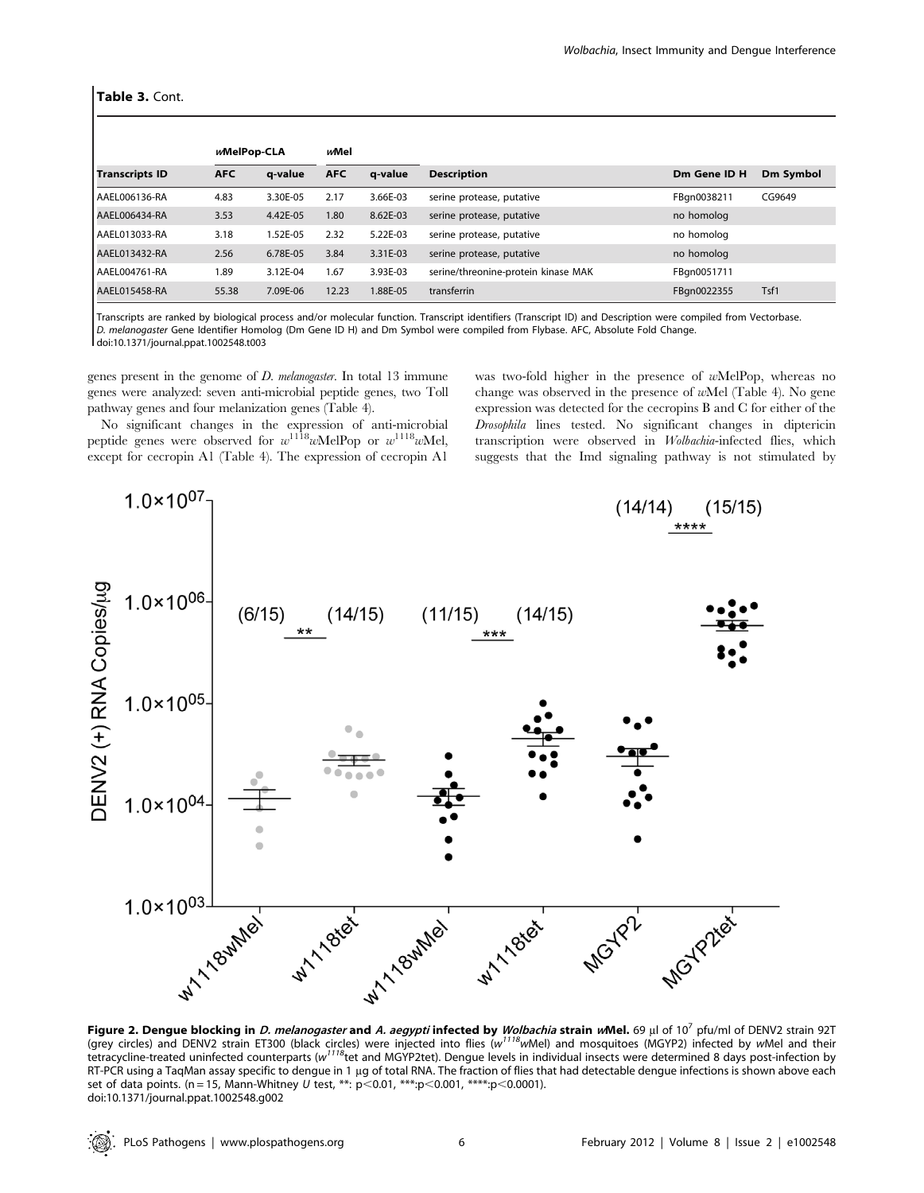**Table 3.** Cont.

| | *w*MelPop-CLA | | *w*Mel | | | | |
|---|---|---|---|---|---|---|---|
| **Transcripts ID** | **AFC** | **q-value** | **AFC** | **q-value** | **Description** | **Dm Gene ID H** | **Dm Symbol** |
| AAEL006136-RA | 4.83 | 3.30E-05 | 2.17 | 3.66E-03 | serine protease, putative | FBgn0038211 | CG9649 |
| AAEL006434-RA | 3.53 | 4.42E-05 | 1.80 | 8.62E-03 | serine protease, putative | no homolog | |
| AAEL013033-RA | 3.18 | 1.52E-05 | 2.32 | 5.22E-03 | serine protease, putative | no homolog | |
| AAEL013432-RA | 2.56 | 6.78E-05 | 3.84 | 3.31E-03 | serine protease, putative | no homolog | |
| AAEL004761-RA | 1.89 | 3.12E-04 | 1.67 | 3.93E-03 | serine/threonine-protein kinase MAK | FBgn0051711 | |
| AAEL015458-RA | 55.38 | 7.09E-06 | 12.23 | 1.88E-05 | transferrin | FBgn0022355 | Tsf1 |

Transcripts are ranked by biological process and/or molecular function. Transcript identifiers (Transcript ID) and Description were compiled from Vectorbase. *D. melanogaster* Gene Identifier Homolog (Dm Gene ID H) and Dm Symbol were compiled from Flybase. AFC, Absolute Fold Change.
doi:10.1371/journal.ppat.1002548.t003

genes present in the genome of *D. melanogaster*. In total 13 immune genes were analyzed: seven anti-microbial peptide genes, two Toll pathway genes and four melanization genes (Table 4).

No significant changes in the expression of anti-microbial peptide genes were observed for $w^{1118}w$MelPop or $w^{1118}w$Mel, except for cecropin A1 (Table 4). The expression of cecropin A1 was two-fold higher in the presence of *w*MelPop, whereas no change was observed in the presence of *w*Mel (Table 4). No gene expression was detected for the cecropins B and C for either of the *Drosophila* lines tested. No significant changes in diptericin transcription were observed in *Wolbachia*-infected flies, which suggests that the Imd signaling pathway is not stimulated by

**Figure 2. Dengue blocking in *D. melanogaster* and *A. aegypti* infected by *Wolbachia* strain *w*Mel.** 69 µl of $10^7$ pfu/ml of DENV2 strain 92T (grey circles) and DENV2 strain ET300 (black circles) were injected into flies ($w^{1118}w$Mel) and mosquitoes (MGYP2) infected by *w*Mel and their tetracycline-treated uninfected counterparts ($w^{1118}$tet and MGYP2tet). Dengue levels in individual insects were determined 8 days post-infection by RT-PCR using a TaqMan assay specific to dengue in 1 µg of total RNA. The fraction of flies that had detectable dengue infections is shown above each set of data points. (n = 15, Mann-Whitney *U* test, **: $p<0.01$, ***: $p<0.001$, ****: $p<0.0001$).
doi:10.1371/journal.ppat.1002548.g002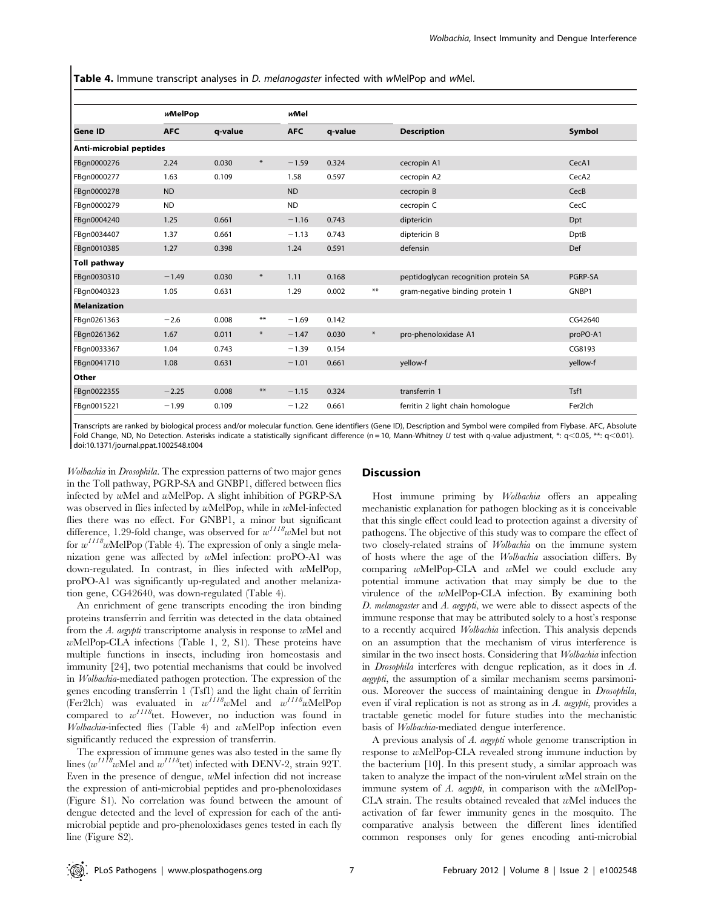**Table 4.** Immune transcript analyses in *D. melanogaster* infected with *w*MelPop and *w*Mel.

| | *w*MelPop | | | *w*Mel | | | | |
|---|---|---|---|---|---|---|---|---|
| **Gene ID** | **AFC** | **q-value** | | **AFC** | **q-value** | | **Description** | **Symbol** |
| **Anti-microbial peptides** | | | | | | | | |
| FBgn0000276 | 2.24 | 0.030 | * | −1.59 | 0.324 | | cecropin A1 | CecA1 |
| FBgn0000277 | 1.63 | 0.109 | | 1.58 | 0.597 | | cecropin A2 | CecA2 |
| FBgn0000278 | ND | | | ND | | | cecropin B | CecB |
| FBgn0000279 | ND | | | ND | | | cecropin C | CecC |
| FBgn0004240 | 1.25 | 0.661 | | −1.16 | 0.743 | | diptericin | Dpt |
| FBgn0034407 | 1.37 | 0.661 | | −1.13 | 0.743 | | diptericin B | DptB |
| FBgn0010385 | 1.27 | 0.398 | | 1.24 | 0.591 | | defensin | Def |
| **Toll pathway** | | | | | | | | |
| FBgn0030310 | −1.49 | 0.030 | * | 1.11 | 0.168 | | peptidoglycan recognition protein SA | PGRP-SA |
| FBgn0040323 | 1.05 | 0.631 | | 1.29 | 0.002 | ** | gram-negative binding protein 1 | GNBP1 |
| **Melanization** | | | | | | | | |
| FBgn0261363 | −2.6 | 0.008 | ** | −1.69 | 0.142 | | | CG42640 |
| FBgn0261362 | 1.67 | 0.011 | * | −1.47 | 0.030 | * | pro-phenoloxidase A1 | proPO-A1 |
| FBgn0033367 | 1.04 | 0.743 | | −1.39 | 0.154 | | | CG8193 |
| FBgn0041710 | 1.08 | 0.631 | | −1.01 | 0.661 | | yellow-f | yellow-f |
| **Other** | | | | | | | | |
| FBgn0022355 | −2.25 | 0.008 | ** | −1.15 | 0.324 | | transferrin 1 | Tsf1 |
| FBgn0015221 | −1.99 | 0.109 | | −1.22 | 0.661 | | ferritin 2 light chain homologue | Fer2lch |

Transcripts are ranked by biological process and/or molecular function. Gene identifiers (Gene ID), Description and Symbol were compiled from Flybase. AFC, Absolute Fold Change, ND, No Detection. Asterisks indicate a statistically significant difference (n = 10, Mann-Whitney *U* test with q-value adjustment, *: q<0.05, **: q<0.01).
doi:10.1371/journal.ppat.1002548.t004

*Wolbachia* in *Drosophila*. The expression patterns of two major genes in the Toll pathway, PGRP-SA and GNBP1, differed between flies infected by *w*Mel and *w*MelPop. A slight inhibition of PGRP-SA was observed in flies infected by *w*MelPop, while in *w*Mel-infected flies there was no effect. For GNBP1, a minor but significant difference, 1.29-fold change, was observed for $w^{1118}$*w*Mel but not for $w^{1118}$*w*MelPop (Table 4). The expression of only a single melanization gene was affected by *w*Mel infection: proPO-A1 was down-regulated. In contrast, in flies infected with *w*MelPop, proPO-A1 was significantly up-regulated and another melanization gene, CG42640, was down-regulated (Table 4).

An enrichment of gene transcripts encoding the iron binding proteins transferrin and ferritin was detected in the data obtained from the *A. aegypti* transcriptome analysis in response to *w*Mel and *w*MelPop-CLA infections (Table 1, 2, S1). These proteins have multiple functions in insects, including iron homeostasis and immunity [24], two potential mechanisms that could be involved in *Wolbachia*-mediated pathogen protection. The expression of the genes encoding transferrin 1 (Tsf1) and the light chain of ferritin (Fer2lch) was evaluated in $w^{1118}$*w*Mel and $w^{1118}$*w*MelPop compared to $w^{1118}$tet. However, no induction was found in *Wolbachia*-infected flies (Table 4) and *w*MelPop infection even significantly reduced the expression of transferrin.

The expression of immune genes was also tested in the same fly lines ($w^{1118}$*w*Mel and $w^{1118}$tet) infected with DENV-2, strain 92T. Even in the presence of dengue, *w*Mel infection did not increase the expression of anti-microbial peptides and pro-phenoloxidases (Figure S1). No correlation was found between the amount of dengue detected and the level of expression for each of the anti-microbial peptide and pro-phenoloxidases genes tested in each fly line (Figure S2).

## Discussion

Host immune priming by *Wolbachia* offers an appealing mechanistic explanation for pathogen blocking as it is conceivable that this single effect could lead to protection against a diversity of pathogens. The objective of this study was to compare the effect of two closely-related strains of *Wolbachia* on the immune system of hosts where the age of the *Wolbachia* association differs. By comparing *w*MelPop-CLA and *w*Mel we could exclude any potential immune activation that may simply be due to the virulence of the *w*MelPop-CLA infection. By examining both *D. melanogaster* and *A. aegypti*, we were able to dissect aspects of the immune response that may be attributed solely to a host's response to a recently acquired *Wolbachia* infection. This analysis depends on an assumption that the mechanism of virus interference is similar in the two insect hosts. Considering that *Wolbachia* infection in *Drosophila* interferes with dengue replication, as it does in *A. aegypti*, the assumption of a similar mechanism seems parsimonious. Moreover the success of maintaining dengue in *Drosophila*, even if viral replication is not as strong as in *A. aegypti*, provides a tractable genetic model for future studies into the mechanistic basis of *Wolbachia*-mediated dengue interference.

A previous analysis of *A. aegypti* whole genome transcription in response to *w*MelPop-CLA revealed strong immune induction by the bacterium [10]. In this present study, a similar approach was taken to analyze the impact of the non-virulent *w*Mel strain on the immune system of *A. aegypti*, in comparison with the *w*MelPop-CLA strain. The results obtained revealed that *w*Mel induces the activation of far fewer immunity genes in the mosquito. The comparative analysis between the different lines identified common responses only for genes encoding anti-microbial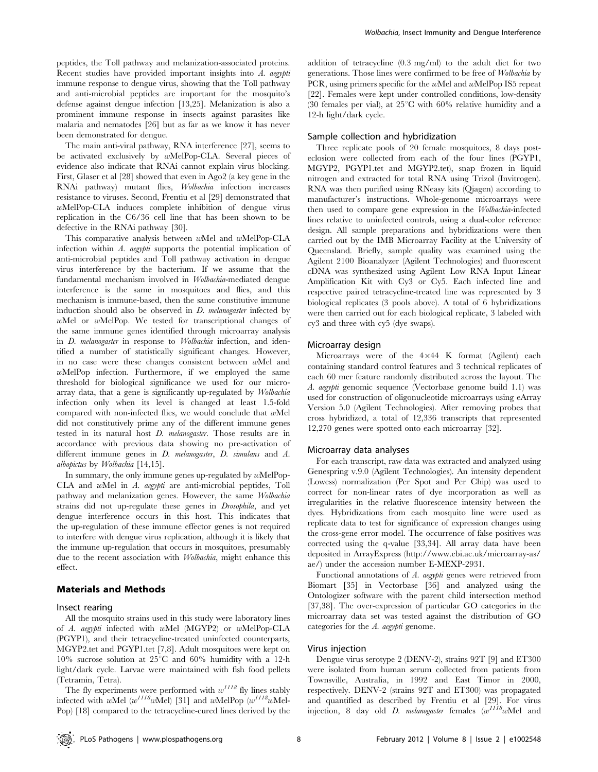peptides, the Toll pathway and melanization-associated proteins. Recent studies have provided important insights into *A. aegypti* immune response to dengue virus, showing that the Toll pathway and anti-microbial peptides are important for the mosquito's defense against dengue infection [13,25]. Melanization is also a prominent immune response in insects against parasites like malaria and nematodes [26] but as far as we know it has never been demonstrated for dengue.

The main anti-viral pathway, RNA interference [27], seems to be activated exclusively by *w*MelPop-CLA. Several pieces of evidence also indicate that RNAi cannot explain virus blocking. First, Glaser et al [28] showed that even in Ago2 (a key gene in the RNAi pathway) mutant flies, *Wolbachia* infection increases resistance to viruses. Second, Frentiu et al [29] demonstrated that *w*MelPop-CLA induces complete inhibition of dengue virus replication in the C6/36 cell line that has been shown to be defective in the RNAi pathway [30].

This comparative analysis between *w*Mel and *w*MelPop-CLA infection within *A. aegypti* supports the potential implication of anti-microbial peptides and Toll pathway activation in dengue virus interference by the bacterium. If we assume that the fundamental mechanism involved in *Wolbachia*-mediated dengue interference is the same in mosquitoes and flies, and this mechanism is immune-based, then the same constitutive immune induction should also be observed in *D. melanogaster* infected by *w*Mel or *w*MelPop. We tested for transcriptional changes of the same immune genes identified through microarray analysis in *D. melanogaster* in response to *Wolbachia* infection, and identified a number of statistically significant changes. However, in no case were these changes consistent between *w*Mel and *w*MelPop infection. Furthermore, if we employed the same threshold for biological significance we used for our microarray data, that a gene is significantly up-regulated by *Wolbachia* infection only when its level is changed at least 1.5-fold compared with non-infected flies, we would conclude that *w*Mel did not constitutively prime any of the different immune genes tested in its natural host *D. melanogaster*. Those results are in accordance with previous data showing no pre-activation of different immune genes in *D. melanogaster*, *D. simulans* and *A. albopictus* by *Wolbachia* [14,15].

In summary, the only immune genes up-regulated by *w*MelPop-CLA and *w*Mel in *A. aegypti* are anti-microbial peptides, Toll pathway and melanization genes. However, the same *Wolbachia* strains did not up-regulate these genes in *Drosophila*, and yet dengue interference occurs in this host. This indicates that the up-regulation of these immune effector genes is not required to interfere with dengue virus replication, although it is likely that the immune up-regulation that occurs in mosquitoes, presumably due to the recent association with *Wolbachia*, might enhance this effect.

## Materials and Methods

### Insect rearing

All the mosquito strains used in this study were laboratory lines of *A. aegypti* infected with *w*Mel (MGYP2) or *w*MelPop-CLA (PGYP1), and their tetracycline-treated uninfected counterparts, MGYP2.tet and PGYP1.tet [7,8]. Adult mosquitoes were kept on 10% sucrose solution at 25°C and 60% humidity with a 12-h light/dark cycle. Larvae were maintained with fish food pellets (Tetramin, Tetra).

The fly experiments were performed with $w^{1118}$ fly lines stably infected with *w*Mel ($w^{1118}$*w*Mel) [31] and *w*MelPop ($w^{1118}$*w*MelPop) [18] compared to the tetracycline-cured lines derived by the addition of tetracycline (0.3 mg/ml) to the adult diet for two generations. Those lines were confirmed to be free of *Wolbachia* by PCR, using primers specific for the *w*Mel and *w*MelPop IS5 repeat [22]. Females were kept under controlled conditions, low-density (30 females per vial), at 25°C with 60% relative humidity and a 12-h light/dark cycle.

### Sample collection and hybridization

Three replicate pools of 20 female mosquitoes, 8 days post-eclosion were collected from each of the four lines (PGYP1, MGYP2, PGYP1.tet and MGYP2.tet), snap frozen in liquid nitrogen and extracted for total RNA using Trizol (Invitrogen). RNA was then purified using RNeasy kits (Qiagen) according to manufacturer's instructions. Whole-genome microarrays were then used to compare gene expression in the *Wolbachia*-infected lines relative to uninfected controls, using a dual-color reference design. All sample preparations and hybridizations were then carried out by the IMB Microarray Facility at the University of Queensland. Briefly, sample quality was examined using the Agilent 2100 Bioanalyzer (Agilent Technologies) and fluorescent cDNA was synthesized using Agilent Low RNA Input Linear Amplification Kit with Cy3 or Cy5. Each infected line and respective paired tetracycline-treated line was represented by 3 biological replicates (3 pools above). A total of 6 hybridizations were then carried out for each biological replicate, 3 labeled with cy3 and three with cy5 (dye swaps).

### Microarray design

Microarrays were of the 4×44 K format (Agilent) each containing standard control features and 3 technical replicates of each 60 mer feature randomly distributed across the layout. The *A. aegypti* genomic sequence (Vectorbase genome build 1.1) was used for construction of oligonucleotide microarrays using eArray Version 5.0 (Agilent Technologies). After removing probes that cross hybridized, a total of 12,336 transcripts that represented 12,270 genes were spotted onto each microarray [32].

### Microarray data analyses

For each transcript, raw data was extracted and analyzed using Genespring v.9.0 (Agilent Technologies). An intensity dependent (Lowess) normalization (Per Spot and Per Chip) was used to correct for non-linear rates of dye incorporation as well as irregularities in the relative fluorescence intensity between the dyes. Hybridizations from each mosquito line were used as replicate data to test for significance of expression changes using the cross-gene error model. The occurrence of false positives was corrected using the q-value [33,34]. All array data have been deposited in ArrayExpress (http://www.ebi.ac.uk/microarray-as/ae/) under the accession number E-MEXP-2931.

Functional annotations of *A. aegypti* genes were retrieved from Biomart [35] in Vectorbase [36] and analyzed using the Ontologizer software with the parent child intersection method [37,38]. The over-expression of particular GO categories in the microarray data set was tested against the distribution of GO categories for the *A. aegypti* genome.

### Virus injection

Dengue virus serotype 2 (DENV-2), strains 92T [9] and ET300 were isolated from human serum collected from patients from Townsville, Australia, in 1992 and East Timor in 2000, respectively. DENV-2 (strains 92T and ET300) was propagated and quantified as described by Frentiu et al [29]. For virus injection, 8 day old *D. melanogaster* females ($w^{1118}$*w*Mel and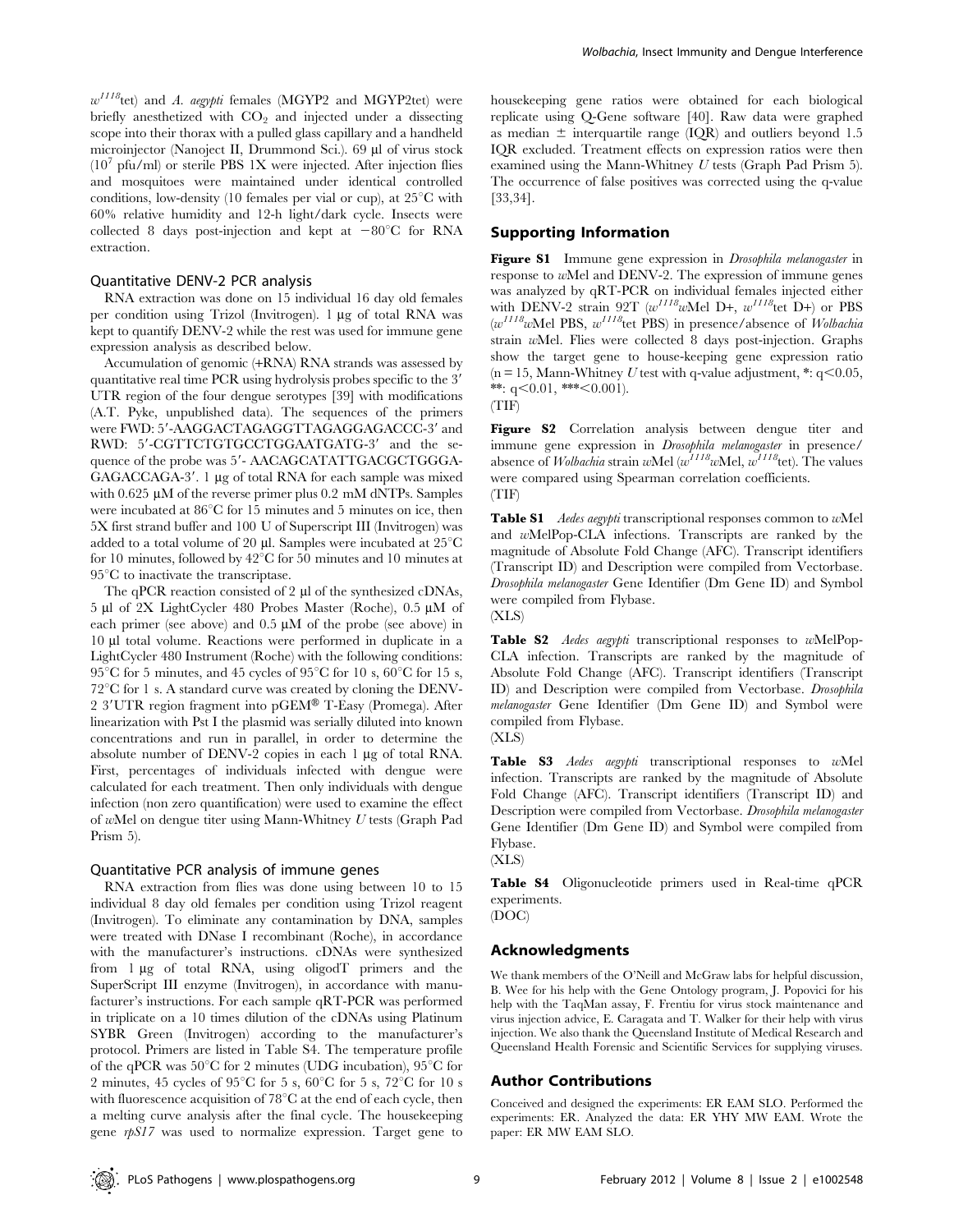$w^{1118}$tet) and *A. aegypti* females (MGYP2 and MGYP2tet) were briefly anesthetized with $CO_2$ and injected under a dissecting scope into their thorax with a pulled glass capillary and a handheld microinjector (Nanoject II, Drummond Sci.). 69 µl of virus stock ($10^7$ pfu/ml) or sterile PBS 1X were injected. After injection flies and mosquitoes were maintained under identical controlled conditions, low-density (10 females per vial or cup), at 25°C with 60% relative humidity and 12-h light/dark cycle. Insects were collected 8 days post-injection and kept at −80°C for RNA extraction.

### Quantitative DENV-2 PCR analysis

RNA extraction was done on 15 individual 16 day old females per condition using Trizol (Invitrogen). 1 µg of total RNA was kept to quantify DENV-2 while the rest was used for immune gene expression analysis as described below.

Accumulation of genomic (+RNA) RNA strands was assessed by quantitative real time PCR using hydrolysis probes specific to the 3′ UTR region of the four dengue serotypes [39] with modifications (A.T. Pyke, unpublished data). The sequences of the primers were FWD: 5′-AAGGACTAGAGGTTAGAGGAGACCC-3′ and RWD: 5′-CGTTCTGTGCCTGGAATGATG-3′ and the sequence of the probe was 5′- AACAGCATATTGACGCTGGGA-GAGACCAGA-3′. 1 µg of total RNA for each sample was mixed with 0.625 µM of the reverse primer plus 0.2 mM dNTPs. Samples were incubated at 86°C for 15 minutes and 5 minutes on ice, then 5X first strand buffer and 100 U of Superscript III (Invitrogen) was added to a total volume of 20 µl. Samples were incubated at 25°C for 10 minutes, followed by 42°C for 50 minutes and 10 minutes at 95°C to inactivate the transcriptase.

The qPCR reaction consisted of 2 µl of the synthesized cDNAs, 5 µl of 2X LightCycler 480 Probes Master (Roche), 0.5 µM of each primer (see above) and 0.5 µM of the probe (see above) in 10 µl total volume. Reactions were performed in duplicate in a LightCycler 480 Instrument (Roche) with the following conditions: 95°C for 5 minutes, and 45 cycles of 95°C for 10 s, 60°C for 15 s, 72°C for 1 s. A standard curve was created by cloning the DENV-2 3′UTR region fragment into pGEM® T-Easy (Promega). After linearization with Pst I the plasmid was serially diluted into known concentrations and run in parallel, in order to determine the absolute number of DENV-2 copies in each 1 µg of total RNA. First, percentages of individuals infected with dengue were calculated for each treatment. Then only individuals with dengue infection (non zero quantification) were used to examine the effect of *w*Mel on dengue titer using Mann-Whitney *U* tests (Graph Pad Prism 5).

### Quantitative PCR analysis of immune genes

RNA extraction from flies was done using between 10 to 15 individual 8 day old females per condition using Trizol reagent (Invitrogen). To eliminate any contamination by DNA, samples were treated with DNase I recombinant (Roche), in accordance with the manufacturer's instructions. cDNAs were synthesized from 1 µg of total RNA, using oligodT primers and the SuperScript III enzyme (Invitrogen), in accordance with manufacturer's instructions. For each sample qRT-PCR was performed in triplicate on a 10 times dilution of the cDNAs using Platinum SYBR Green (Invitrogen) according to the manufacturer's protocol. Primers are listed in Table S4. The temperature profile of the qPCR was 50°C for 2 minutes (UDG incubation), 95°C for 2 minutes, 45 cycles of 95°C for 5 s, 60°C for 5 s, 72°C for 10 s with fluorescence acquisition of 78°C at the end of each cycle, then a melting curve analysis after the final cycle. The housekeeping gene *rpS17* was used to normalize expression. Target gene to housekeeping gene ratios were obtained for each biological replicate using Q-Gene software [40]. Raw data were graphed as median ± interquartile range (IQR) and outliers beyond 1.5 IQR excluded. Treatment effects on expression ratios were then examined using the Mann-Whitney *U* tests (Graph Pad Prism 5). The occurrence of false positives was corrected using the q-value [33,34].

## Supporting Information

**Figure S1** Immune gene expression in *Drosophila melanogaster* in response to *w*Mel and DENV-2. The expression of immune genes was analyzed by qRT-PCR on individual females injected either with DENV-2 strain 92T ($w^{1118}$*w*Mel D+, $w^{1118}$tet D+) or PBS ($w^{1118}$*w*Mel PBS, $w^{1118}$tet PBS) in presence/absence of *Wolbachia* strain *w*Mel. Flies were collected 8 days post-injection. Graphs show the target gene to house-keeping gene expression ratio (n = 15, Mann-Whitney *U* test with q-value adjustment, *: $q<0.05$, **: $q<0.01$, ***$<0.001$).
(TIF)

**Figure S2** Correlation analysis between dengue titer and immune gene expression in *Drosophila melanogaster* in presence/absence of *Wolbachia* strain *w*Mel ($w^{1118}$*w*Mel, $w^{1118}$tet). The values were compared using Spearman correlation coefficients.
(TIF)

**Table S1** *Aedes aegypti* transcriptional responses common to *w*Mel and *w*MelPop-CLA infections. Transcripts are ranked by the magnitude of Absolute Fold Change (AFC). Transcript identifiers (Transcript ID) and Description were compiled from Vectorbase. *Drosophila melanogaster* Gene Identifier (Dm Gene ID) and Symbol were compiled from Flybase.
(XLS)

**Table S2** *Aedes aegypti* transcriptional responses to *w*MelPop-CLA infection. Transcripts are ranked by the magnitude of Absolute Fold Change (AFC). Transcript identifiers (Transcript ID) and Description were compiled from Vectorbase. *Drosophila melanogaster* Gene Identifier (Dm Gene ID) and Symbol were compiled from Flybase.
(XLS)

**Table S3** *Aedes aegypti* transcriptional responses to *w*Mel infection. Transcripts are ranked by the magnitude of Absolute Fold Change (AFC). Transcript identifiers (Transcript ID) and Description were compiled from Vectorbase. *Drosophila melanogaster* Gene Identifier (Dm Gene ID) and Symbol were compiled from Flybase.
(XLS)

**Table S4** Oligonucleotide primers used in Real-time qPCR experiments.
(DOC)

## Acknowledgments

We thank members of the O'Neill and McGraw labs for helpful discussion, B. Wee for his help with the Gene Ontology program, J. Popovici for his help with the TaqMan assay, F. Frentiu for virus stock maintenance and virus injection advice, E. Caragata and T. Walker for their help with virus injection. We also thank the Queensland Institute of Medical Research and Queensland Health Forensic and Scientific Services for supplying viruses.

## Author Contributions

Conceived and designed the experiments: ER EAM SLO. Performed the experiments: ER. Analyzed the data: ER YHY MW EAM. Wrote the paper: ER MW EAM SLO.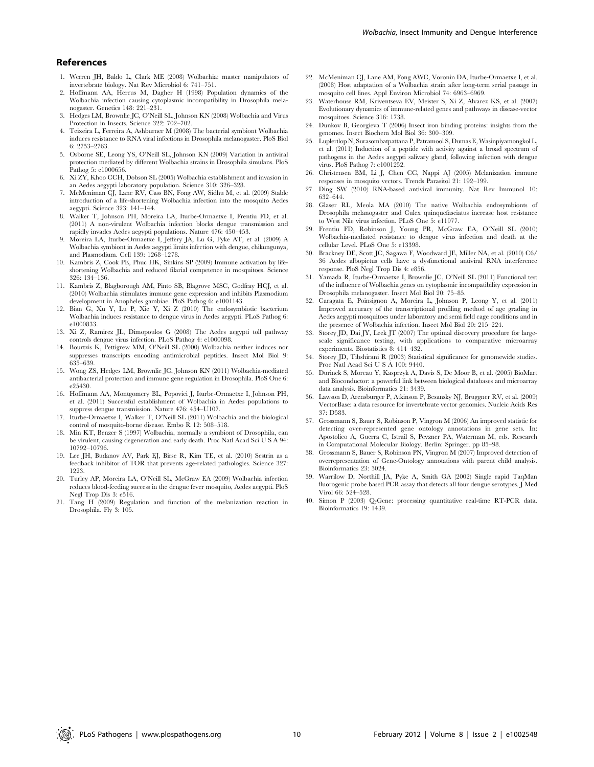## References

1. Werren JH, Baldo L, Clark ME (2008) Wolbachia: master manipulators of invertebrate biology. Nat Rev Microbiol 6: 741–751.
2. Hoffmann AA, Hercus M, Dagher H (1998) Population dynamics of the Wolbachia infection causing cytoplasmic incompatibility in Drosophila melanogaster. Genetics 148: 221–231.
3. Hedges LM, Brownlie JC, O'Neill SL, Johnson KN (2008) Wolbachia and Virus Protection in Insects. Science 322: 702–702.
4. Teixeira L, Ferreira A, Ashburner M (2008) The bacterial symbiont Wolbachia induces resistance to RNA viral infections in Drosophila melanogaster. PloS Biol 6: 2753–2763.
5. Osborne SE, Leong YS, O'Neill SL, Johnson KN (2009) Variation in antiviral protection mediated by different Wolbachia strains in Drosophila simulans. PloS Pathog 5: e1000656.
6. Xi ZY, Khoo CCH, Dobson SL (2005) Wolbachia establishment and invasion in an Aedes aegypti laboratory population. Science 310: 326–328.
7. McMeniman CJ, Lane RV, Cass BN, Fong AW, Sidhu M, et al. (2009) Stable introduction of a life-shortening Wolbachia infection into the mosquito Aedes aegypti. Science 323: 141–144.
8. Walker T, Johnson PH, Moreira LA, Iturbe-Ormaetxe I, Frentiu FD, et al. (2011) A non-virulent Wolbachia infection blocks dengue transmission and rapidly invades Aedes aegypti populations. Nature 476: 450–453.
9. Moreira LA, Iturbe-Ormaetxe I, Jeffery JA, Lu G, Pyke AT, et al. (2009) A Wolbachia symbiont in Aedes aegypti limits infection with dengue, chikungunya, and Plasmodium. Cell 139: 1268–1278.
10. Kambris Z, Cook PE, Phuc HK, Sinkins SP (2009) Immune activation by life-shortening Wolbachia and reduced filarial competence in mosquitoes. Science 326: 134–136.
11. Kambris Z, Blagborough AM, Pinto SB, Blagrove MSC, Godfray HCJ, et al. (2010) Wolbachia stimulates immune gene expression and inhibits Plasmodium development in Anopheles gambiae. PloS Pathog 6: e1001143.
12. Bian G, Xu Y, Lu P, Xie Y, Xi Z (2010) The endosymbiotic bacterium Wolbachia induces resistance to dengue virus in Aedes aegypti. PLoS Pathog 6: e1000833.
13. Xi Z, Ramirez JL, Dimopoulos G (2008) The Aedes aegypti toll pathway controls dengue virus infection. PLoS Pathog 4: e1000098.
14. Bourtzis K, Pettigrew MM, O'Neill SL (2000) Wolbachia neither induces nor suppresses transcripts encoding antimicrobial peptides. Insect Mol Biol 9: 635–639.
15. Wong ZS, Hedges LM, Brownlie JC, Johnson KN (2011) Wolbachia-mediated antibacterial protection and immune gene regulation in Drosophila. PloS One 6: e25430.
16. Hoffmann AA, Montgomery BL, Popovici J, Iturbe-Ormaetxe I, Johnson PH, et al. (2011) Successful establishment of Wolbachia in Aedes populations to suppress dengue transmission. Nature 476: 454–U107.
17. Iturbe-Ormaetxe I, Walker T, O'Neill SL (2011) Wolbachia and the biological control of mosquito-borne disease. Embo R 12: 508–518.
18. Min KT, Benzer S (1997) Wolbachia, normally a symbiont of Drosophila, can be virulent, causing degeneration and early death. Proc Natl Acad Sci U S A 94: 10792–10796.
19. Lee JH, Budanov AV, Park EJ, Birse R, Kim TE, et al. (2010) Sestrin as a feedback inhibitor of TOR that prevents age-related pathologies. Science 327: 1223.
20. Turley AP, Moreira LA, O'Neill SL, McGraw EA (2009) Wolbachia infection reduces blood-feeding success in the dengue fever mosquito, Aedes aegypti. PloS Negl Trop Dis 3: e516.
21. Tang H (2009) Regulation and function of the melanization reaction in Drosophila. Fly 3: 105.
22. McMeniman CJ, Lane AM, Fong AWC, Voronin DA, Iturbe-Ormaetxe I, et al. (2008) Host adaptation of a Wolbachia strain after long-term serial passage in mosquito cell lines. Appl Environ Microbiol 74: 6963–6969.
23. Waterhouse RM, Kriventseva EV, Meister S, Xi Z, Alvarez KS, et al. (2007) Evolutionary dynamics of immune-related genes and pathways in disease-vector mosquitoes. Science 316: 1738.
24. Dunkov B, Georgieva T (2006) Insect iron binding proteins: insights from the genomes. Insect Biochem Mol Biol 36: 300–309.
25. Luplertlop N, Surasombatpattana P, Patramool S, Dumas E, Wasinpiyamongkol L, et al. (2011) Induction of a peptide with activity against a broad spectrum of pathogens in the Aedes aegypti salivary gland, following infection with dengue virus. PloS Pathog 7: e1001252.
26. Christensen BM, Li J, Chen CC, Nappi AJ (2005) Melanization immune responses in mosquito vectors. Trends Parasitol 21: 192–199.
27. Ding SW (2010) RNA-based antiviral immunity. Nat Rev Immunol 10: 632–644.
28. Glaser RL, Meola MA (2010) The native Wolbachia endosymbionts of Drosophila melanogaster and Culex quinquefasciatus increase host resistance to West Nile virus infection. PLoS One 5: e11977.
29. Frentiu FD, Robinson J, Young PR, McGraw EA, O'Neill SL (2010) Wolbachia-mediated resistance to dengue virus infection and death at the cellular Level. PLoS One 5: e13398.
30. Brackney DE, Scott JC, Sagawa F, Woodward JE, Miller NA, et al. (2010) C6/36 Aedes albopictus cells have a dysfunctional antiviral RNA interference response. PloS Negl Trop Dis 4: e856.
31. Yamada R, Iturbe-Ormaetxe I, Brownlie JC, O'Neill SL (2011) Functional test of the influence of Wolbachia genes on cytoplasmic incompatibility expression in Drosophila melanogaster. Insect Mol Biol 20: 75–85.
32. Caragata E, Poinsignon A, Moreira L, Johnson P, Leong Y, et al. (2011) Improved accuracy of the transcriptional profiling method of age grading in Aedes aegypti mosquitoes under laboratory and semi field cage conditions and in the presence of Wolbachia infection. Insect Mol Biol 20: 215–224.
33. Storey JD, Dai JY, Leek JT (2007) The optimal discovery procedure for large-scale significance testing, with applications to comparative microarray experiments. Biostatistics 8: 414–432.
34. Storey JD, Tibshirani R (2003) Statistical significance for genomewide studies. Proc Natl Acad Sci U S A 100: 9440.
35. Durinck S, Moreau Y, Kasprzyk A, Davis S, De Moor B, et al. (2005) BioMart and Bioconductor: a powerful link between biological databases and microarray data analysis. Bioinformatics 21: 3439.
36. Lawson D, Arensburger P, Atkinson P, Besansky NJ, Bruggner RV, et al. (2009) VectorBase: a data resource for invertebrate vector genomics. Nucleic Acids Res 37: D583.
37. Grossmann S, Bauer S, Robinson P, Vingron M (2006) An improved statistic for detecting over-represented gene ontology annotations in gene sets. In: Apostolico A, Guerra C, Istrail S, Pevzner PA, Waterman M, eds. Research in Computational Molecular Biology. Berlin: Springer. pp 85–98.
38. Grossmann S, Bauer S, Robinson PN, Vingron M (2007) Improved detection of overrepresentation of Gene-Ontology annotations with parent child analysis. Bioinformatics 23: 3024.
39. Warrilow D, Northill JA, Pyke A, Smith GA (2002) Single rapid TaqMan fluorogenic probe based PCR assay that detects all four dengue serotypes. J Med Virol 66: 524–528.
40. Simon P (2003) Q-Gene: processing quantitative real-time RT-PCR data. Bioinformatics 19: 1439.